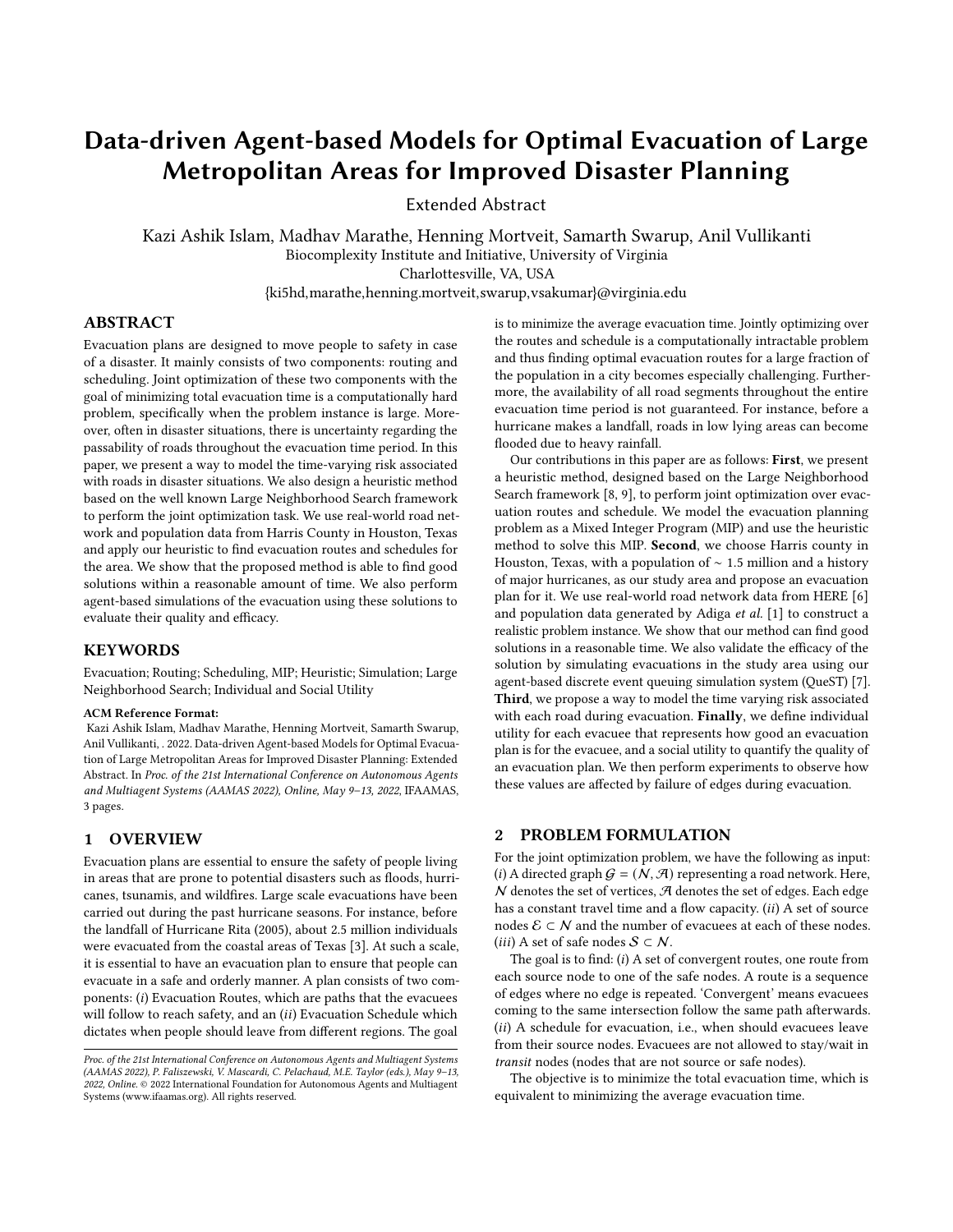// Data-driven Agent-based Models for Optimal Evacuation of Large Metropolitan Areas for Improved Disaster Planning

Extended Abstract

Kazi Ashik Islam, Madhav Marathe, Henning Mortveit, Samarth Swarup, Anil Vullikanti

Biocomplexity Institute and Initiative, University of Virginia
Charlottesville, VA, USA
{ki5hd,marathe,henning.mortveit,swarup,vsakumar}@virginia.edu

## ABSTRACT

Evacuation plans are designed to move people to safety in case of a disaster. It mainly consists of two components: routing and scheduling. Joint optimization of these two components with the goal of minimizing total evacuation time is a computationally hard problem, specifically when the problem instance is large. Moreover, often in disaster situations, there is uncertainty regarding the passability of roads throughout the evacuation time period. In this paper, we present a way to model the time-varying risk associated with roads in disaster situations. We also design a heuristic method based on the well known Large Neighborhood Search framework to perform the joint optimization task. We use real-world road network and population data from Harris County in Houston, Texas and apply our heuristic to find evacuation routes and schedules for the area. We show that the proposed method is able to find good solutions within a reasonable amount of time. We also perform agent-based simulations of the evacuation using these solutions to evaluate their quality and efficacy.

## KEYWORDS

Evacuation; Routing; Scheduling, MIP; Heuristic; Simulation; Large Neighborhood Search; Individual and Social Utility

**ACM Reference Format:**

Kazi Ashik Islam, Madhav Marathe, Henning Mortveit, Samarth Swarup, Anil Vullikanti, . 2022. Data-driven Agent-based Models for Optimal Evacuation of Large Metropolitan Areas for Improved Disaster Planning: Extended Abstract. In *Proc. of the 21st International Conference on Autonomous Agents and Multiagent Systems (AAMAS 2022), Online, May 9–13, 2022*, IFAAMAS, 3 pages.

## 1 OVERVIEW

Evacuation plans are essential to ensure the safety of people living in areas that are prone to potential disasters such as floods, hurricanes, tsunamis, and wildfires. Large scale evacuations have been carried out during the past hurricane seasons. For instance, before the landfall of Hurricane Rita (2005), about 2.5 million individuals were evacuated from the coastal areas of Texas [3]. At such a scale, it is essential to have an evacuation plan to ensure that people can evacuate in a safe and orderly manner. A plan consists of two components: (*i*) Evacuation Routes, which are paths that the evacuees will follow to reach safety, and an (*ii*) Evacuation Schedule which dictates when people should leave from different regions. The goal is to minimize the average evacuation time. Jointly optimizing over the routes and schedule is a computationally intractable problem and thus finding optimal evacuation routes for a large fraction of the population in a city becomes especially challenging. Furthermore, the availability of all road segments throughout the entire evacuation time period is not guaranteed. For instance, before a hurricane makes a landfall, roads in low lying areas can become flooded due to heavy rainfall.

Our contributions in this paper are as follows: **First**, we present a heuristic method, designed based on the Large Neighborhood Search framework [8, 9], to perform joint optimization over evacuation routes and schedule. We model the evacuation planning problem as a Mixed Integer Program (MIP) and use the heuristic method to solve this MIP. **Second**, we choose Harris county in Houston, Texas, with a population of ~ 1.5 million and a history of major hurricanes, as our study area and propose an evacuation plan for it. We use real-world road network data from HERE [6] and population data generated by Adiga *et al.* [1] to construct a realistic problem instance. We show that our method can find good solutions in a reasonable time. We also validate the efficacy of the solution by simulating evacuations in the study area using our agent-based discrete event queuing simulation system (QueST) [7]. **Third**, we propose a way to model the time varying risk associated with each road during evacuation. **Finally**, we define individual utility for each evacuee that represents how good an evacuation plan is for the evacuee, and a social utility to quantify the quality of an evacuation plan. We then perform experiments to observe how these values are affected by failure of edges during evacuation.

*Proc. of the 21st International Conference on Autonomous Agents and Multiagent Systems (AAMAS 2022), P. Faliszewski, V. Mascardi, C. Pelachaud, M.E. Taylor (eds.), May 9–13, 2022, Online.* © 2022 International Foundation for Autonomous Agents and Multiagent Systems (www.ifaamas.org). All rights reserved.

## 2 PROBLEM FORMULATION

For the joint optimization problem, we have the following as input: (*i*) A directed graph $\mathcal{G} = (\mathcal{N}, \mathcal{A})$ representing a road network. Here, $\mathcal{N}$ denotes the set of vertices, $\mathcal{A}$ denotes the set of edges. Each edge has a constant travel time and a flow capacity. (*ii*) A set of source nodes $\mathcal{E} \subset \mathcal{N}$ and the number of evacuees at each of these nodes. (*iii*) A set of safe nodes $\mathcal{S} \subset \mathcal{N}$.

The goal is to find: (*i*) A set of convergent routes, one route from each source node to one of the safe nodes. A route is a sequence of edges where no edge is repeated. 'Convergent' means evacuees coming to the same intersection follow the same path afterwards. (*ii*) A schedule for evacuation, i.e., when should evacuees leave from their source nodes. Evacuees are not allowed to stay/wait in *transit* nodes (nodes that are not source or safe nodes).

The objective is to minimize the total evacuation time, which is equivalent to minimizing the average evacuation time.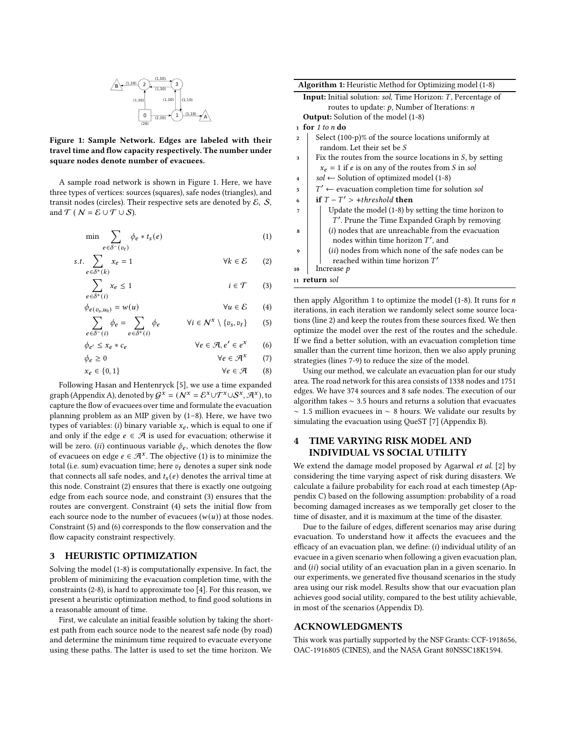**Figure 1: Sample Network. Edges are labeled with their travel time and flow capacity respectively. The number under square nodes denote number of evacuees.**

A sample road network is shown in Figure 1. Here, we have three types of vertices: sources (squares), safe nodes (triangles), and transit nodes (circles). Their respective sets are denoted by $\mathcal{E}$, $\mathcal{S}$, and $\mathcal{T}$ ( $\mathcal{N} = \mathcal{E} \cup \mathcal{T} \cup \mathcal{S}$).

$$\min \sum_{e \in \delta^-(v_t)} \phi_e * t_s(e) \tag{1}$$

$$s.t. \sum_{e \in \delta^+(k)} x_e = 1 \qquad \forall k \in \mathcal{E} \tag{2}$$

$$\sum_{e \in \delta^+(i)} x_e \leq 1 \qquad i \in \mathcal{T} \tag{3}$$

$$\phi_{e(v_s, u_0)} = w(u) \qquad \forall u \in \mathcal{E} \tag{4}$$

$$\sum_{e \in \delta^-(i)} \phi_e = \sum_{e \in \delta^+(i)} \phi_e \qquad \forall i \in \mathcal{N}^x \setminus \{v_s, v_t\} \tag{5}$$

$$\phi_{e'} \leq x_e * c_e \qquad \forall e \in \mathcal{A}, e' \in e^x \tag{6}$$

$$\phi_e \geq 0 \qquad \forall e \in \mathcal{A}^x \tag{7}$$

$$x_e \in \{0, 1\} \qquad \forall e \in \mathcal{A} \tag{8}$$

Following Hasan and Hentenryck [5], we use a time expanded graph (Appendix A), denoted by $\mathcal{G}^x = (\mathcal{N}^x = \mathcal{E}^x \cup \mathcal{T}^x \cup \mathcal{S}^x, \mathcal{A}^x)$, to capture the flow of evacuees over time and formulate the evacuation planning problem as an MIP given by (1–8). Here, we have two types of variables: (*i*) binary variable $x_e$, which is equal to one if and only if the edge $e \in \mathcal{A}$ is used for evacuation; otherwise it will be zero. (*ii*) continuous variable $\phi_e$, which denotes the flow of evacuees on edge $e \in \mathcal{A}^x$. The objective (1) is to minimize the total (i.e. sum) evacuation time; here $v_t$ denotes a super sink node that connects all safe nodes, and $t_s(e)$ denotes the arrival time at this node. Constraint (2) ensures that there is exactly one outgoing edge from each source node, and constraint (3) ensures that the routes are convergent. Constraint (4) sets the initial flow from each source node to the number of evacuees ($w(u)$) at those nodes. Constraint (5) and (6) corresponds to the flow conservation and the flow capacity constraint respectively.

## 3 HEURISTIC OPTIMIZATION

Solving the model (1-8) is computationally expensive. In fact, the problem of minimizing the evacuation completion time, with the constraints (2-8), is hard to approximate too [4]. For this reason, we present a heuristic optimization method, to find good solutions in a reasonable amount of time.

First, we calculate an initial feasible solution by taking the shortest path from each source node to the nearest safe node (by road) and determine the minimum time required to evacuate everyone using these paths. The latter is used to set the time horizon. We then apply Algorithm 1 to optimize the model (1-8). It runs for $n$ iterations, in each iteration we randomly select some source locations (line 2) and keep the routes from these sources fixed. We then optimize the model over the rest of the routes and the schedule. If we find a better solution, with an evacuation completion time smaller than the current time horizon, then we also apply pruning strategies (lines 7-9) to reduce the size of the model.

**Algorithm 1:** Heuristic Method for Optimizing model (1-8)

**Input:** Initial solution: *sol*, Time Horizon: $T$, Percentage of routes to update: $p$, Number of Iterations: $n$
**Output:** Solution of the model (1-8)

```
1  for 1 to n do
2      Select (100-p)% of the source locations uniformly at
       random. Let their set be S
3      Fix the routes from the source locations in S, by setting
       x_e = 1 if e is on any of the routes from S in sol
4      sol ← Solution of optimized model (1-8)
5      T' ← evacuation completion time for solution sol
6      if T − T' > +threshold then
7          Update the model (1-8) by setting the time horizon to
           T'. Prune the Time Expanded Graph by removing
8          (i) nodes that are unreachable from the evacuation
           nodes within time horizon T', and
9          (ii) nodes from which none of the safe nodes can be
           reached within time horizon T'
10     Increase p
11 return sol
```

Using our method, we calculate an evacuation plan for our study area. The road network for this area consists of 1338 nodes and 1751 edges. We have 374 sources and 8 safe nodes. The execution of our algorithm takes ∼ 3.5 hours and returns a solution that evacuates ∼ 1.5 million evacuees in ∼ 8 hours. We validate our results by simulating the evacuation using QueST [7] (Appendix B).

## 4 TIME VARYING RISK MODEL AND INDIVIDUAL VS SOCIAL UTILITY

We extend the damage model proposed by Agarwal *et al.* [2] by considering the time varying aspect of risk during disasters. We calculate a failure probability for each road at each timestep (Appendix C) based on the following assumption: probability of a road becoming damaged increases as we temporally get closer to the time of disaster, and it is maximum at the time of the disaster.

Due to the failure of edges, different scenarios may arise during evacuation. To understand how it affects the evacuees and the efficacy of an evacuation plan, we define: (*i*) individual utility of an evacuee in a given scenario when following a given evacuation plan, and (*ii*) social utility of an evacuation plan in a given scenario. In our experiments, we generated five thousand scenarios in the study area using our risk model. Results show that our evacuation plan achieves good social utility, compared to the best utility achievable, in most of the scenarios (Appendix D).

## ACKNOWLEDGMENTS

This work was partially supported by the NSF Grants: CCF-1918656, OAC-1916805 (CINES), and the NASA Grant 80NSSC18K1594.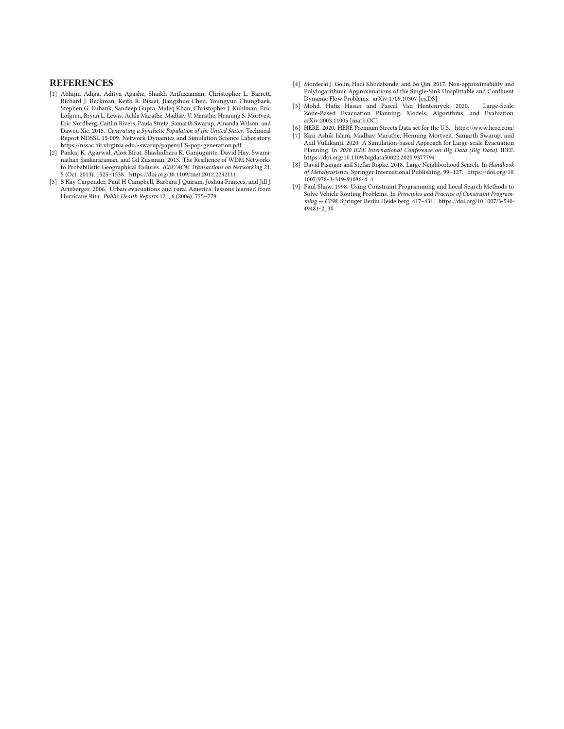# REFERENCES

[1] Abhijin Adiga, Aditya Agashe, Shaikh Arifuzzaman, Christopher L. Barrett, Richard J. Beckman, Keith R. Bisset, Jiangzhuo Chen, Youngyun Chungbaek, Stephen G. Eubank, Sandeep Gupta, Maleq Khan, Christopher J. Kuhlman, Eric Lofgren, Bryan L. Lewis, Achla Marathe, Madhav V. Marathe, Henning S. Mortveit, Eric Nordberg, Caitlin Rivers, Paula Stretz, Samarth Swarup, Amanda Wilson, and Dawen Xie. 2015. *Generating a Synthetic Population of the United States*. Technical Report NDSSL 15-009. Network Dynamics and Simulation Science Laboratory. https://nssac.bii.virginia.edu/~swarup/papers/US-pop-generation.pdf

[2] Pankaj K. Agarwal, Alon Efrat, Shashidhara K. Ganjugunte, David Hay, Swaminathan Sankararaman, and Gil Zussman. 2013. The Resilience of WDM Networks to Probabilistic Geographical Failures. *IEEE/ACM Transactions on Networking* 21, 5 (Oct. 2013), 1525–1538. https://doi.org/10.1109/tnet.2012.2232111

[3] S Kay Carpender, Paul H Campbell, Barbara J Quiram, Joshua Frances, and Jill J Artzberger. 2006. Urban evacuations and rural America: lessons learned from Hurricane Rita. *Public Health Reports* 121, 6 (2006), 775–779.

[4] Mordecai J. Golin, Hadi Khodabande, and Bo Qin. 2017. Non-approximability and Polylogarithmic Approximations of the Single-Sink Unsplittable and Confluent Dynamic Flow Problems. arXiv:1709.10307 [cs.DS]

[5] Mohd. Hafiz Hasan and Pascal Van Hentenryck. 2020. Large-Scale Zone-Based Evacuation Planning: Models, Algorithms, and Evaluation. arXiv:2003.11005 [math.OC]

[6] HERE. 2020. HERE Premium Streets Data set for the U.S. https://www.here.com/

[7] Kazi Ashik Islam, Madhav Marathe, Henning Mortveit, Samarth Swarup, and Anil Vullikanti. 2020. A Simulation-based Approach for Large-scale Evacuation Planning. In *2020 IEEE International Conference on Big Data (Big Data)*. IEEE. https://doi.org/10.1109/bigdata50022.2020.9377794

[8] David Pisinger and Stefan Ropke. 2018. Large Neighborhood Search. In *Handbook of Metaheuristics*. Springer International Publishing, 99–127. https://doi.org/10.1007/978-3-319-91086-4_4

[9] Paul Shaw. 1998. Using Constraint Programming and Local Search Methods to Solve Vehicle Routing Problems. In *Principles and Practice of Constraint Programming — CP98*. Springer Berlin Heidelberg, 417–431. https://doi.org/10.1007/3-540-49481-2_30